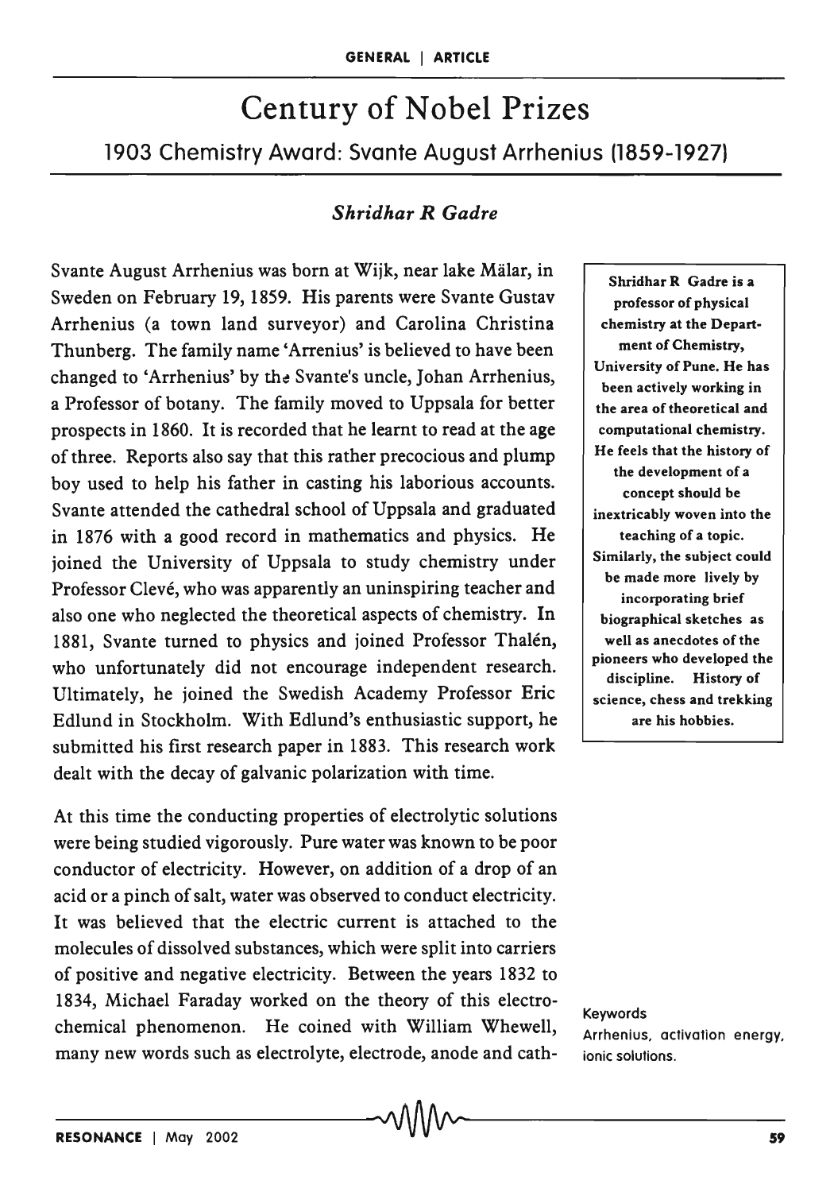GENERAL | ARTICLE

# Century of Nobel Prizes

## 1903 Chemistry Award: Svante August Arrhenius (1859-1927)

### *Shridhar R Gadre*

Svante August Arrhenius was born at Wijk, near lake Mälar, in Sweden on February 19, 1859. His parents were Svante Gustav Arrhenius (a town land surveyor) and Carolina Christina Thunberg. The family name 'Arrenius' is believed to have been changed to 'Arrhenius' by the Svante's uncle, Johan Arrhenius, a Professor of botany. The family moved to Uppsala for better prospects in 1860. It is recorded that he learnt to read at the age of three. Reports also say that this rather precocious and plump boy used to help his father in casting his laborious accounts. Svante attended the cathedral school of Uppsala and graduated in 1876 with a good record in mathematics and physics. He joined the University of Uppsala to study chemistry under Professor Clevé, who was apparently an uninspiring teacher and also one who neglected the theoretical aspects of chemistry. In 1881, Svante turned to physics and joined Professor Thalén, who unfortunately did not encourage independent research. Ultimately, he joined the Swedish Academy Professor Eric Edlund in Stockholm. With Edlund's enthusiastic support, he submitted his first research paper in 1883. This research work dealt with the decay of galvanic polarization with time.

**Shridhar R Gadre is a professor of physical chemistry at the Department of Chemistry, University of Pune. He has been actively working in the area of theoretical and computational chemistry. He feels that the history of the development of a concept should be inextricably woven into the teaching of a topic. Similarly, the subject could be made more lively by incorporating brief biographical sketches as well as anecdotes of the pioneers who developed the discipline. History of science, chess and trekking are his hobbies.**

At this time the conducting properties of electrolytic solutions were being studied vigorously. Pure water was known to be poor conductor of electricity. However, on addition of a drop of an acid or a pinch of salt, water was observed to conduct electricity. It was believed that the electric current is attached to the molecules of dissolved substances, which were split into carriers of positive and negative electricity. Between the years 1832 to 1834, Michael Faraday worked on the theory of this electrochemical phenomenon. He coined with William Whewell, many new words such as electrolyte, electrode, anode and cath-

Keywords
Arrhenius, activation energy, ionic solutions.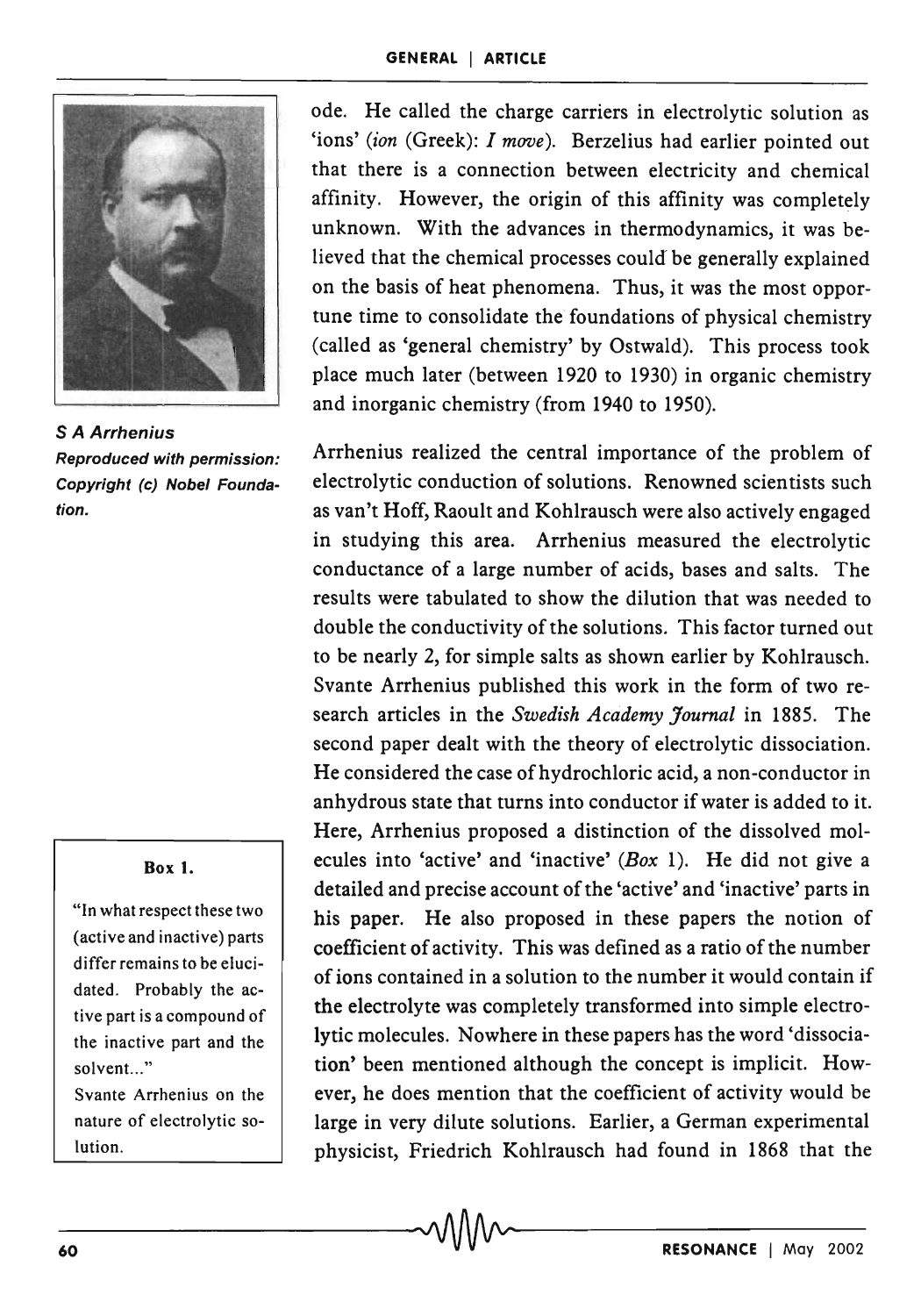ode. He called the charge carriers in electrolytic solution as 'ions' (*ion* (Greek): *I move*). Berzelius had earlier pointed out that there is a connection between electricity and chemical affinity. However, the origin of this affinity was completely unknown. With the advances in thermodynamics, it was believed that the chemical processes could be generally explained on the basis of heat phenomena. Thus, it was the most opportune time to consolidate the foundations of physical chemistry (called as 'general chemistry' by Ostwald). This process took place much later (between 1920 to 1930) in organic chemistry and inorganic chemistry (from 1940 to 1950).

**S A Arrhenius**
**Reproduced with permission: Copyright (c) Nobel Foundation.**

Arrhenius realized the central importance of the problem of electrolytic conduction of solutions. Renowned scientists such as van't Hoff, Raoult and Kohlrausch were also actively engaged in studying this area. Arrhenius measured the electrolytic conductance of a large number of acids, bases and salts. The results were tabulated to show the dilution that was needed to double the conductivity of the solutions. This factor turned out to be nearly 2, for simple salts as shown earlier by Kohlrausch. Svante Arrhenius published this work in the form of two research articles in the *Swedish Academy Journal* in 1885. The second paper dealt with the theory of electrolytic dissociation. He considered the case of hydrochloric acid, a non-conductor in anhydrous state that turns into conductor if water is added to it. Here, Arrhenius proposed a distinction of the dissolved molecules into 'active' and 'inactive' (*Box* 1). He did not give a detailed and precise account of the 'active' and 'inactive' parts in his paper. He also proposed in these papers the notion of coefficient of activity. This was defined as a ratio of the number of ions contained in a solution to the number it would contain if the electrolyte was completely transformed into simple electrolytic molecules. Nowhere in these papers has the word 'dissociation' been mentioned although the concept is implicit. However, he does mention that the coefficient of activity would be large in very dilute solutions. Earlier, a German experimental physicist, Friedrich Kohlrausch had found in 1868 that the

> **Box 1.**
>
> "In what respect these two (active and inactive) parts differ remains to be elucidated. Probably the active part is a compound of the inactive part and the solvent..."
>
> Svante Arrhenius on the nature of electrolytic solution.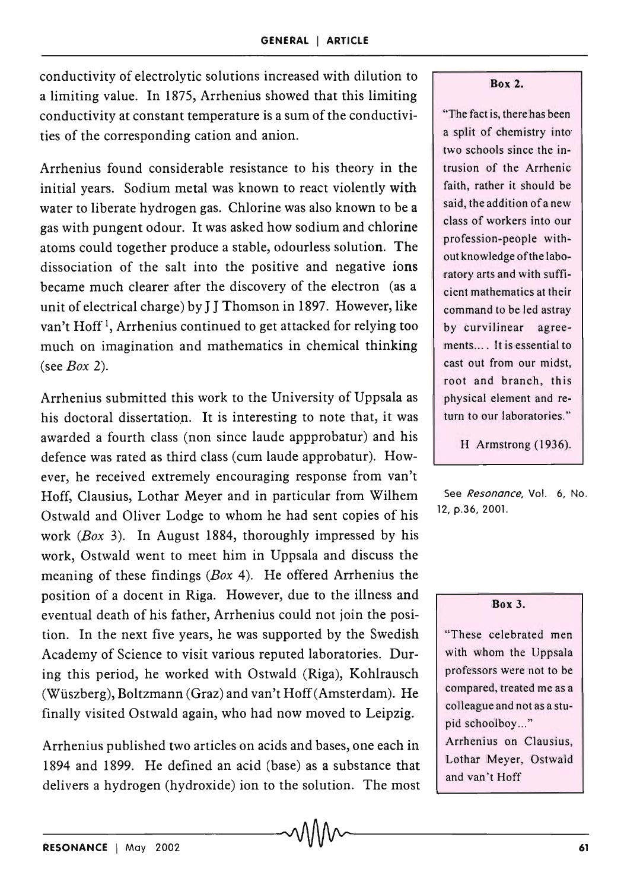conductivity of electrolytic solutions increased with dilution to a limiting value. In 1875, Arrhenius showed that this limiting conductivity at constant temperature is a sum of the conductivities of the corresponding cation and anion.

Arrhenius found considerable resistance to his theory in the initial years. Sodium metal was known to react violently with water to liberate hydrogen gas. Chlorine was also known to be a gas with pungent odour. It was asked how sodium and chlorine atoms could together produce a stable, odourless solution. The dissociation of the salt into the positive and negative ions became much clearer after the discovery of the electron (as a unit of electrical charge) by J J Thomson in 1897. However, like van't Hoff [1], Arrhenius continued to get attacked for relying too much on imagination and mathematics in chemical thinking (see *Box* 2).

**Box 2.**

"The fact is, there has been a split of chemistry into two schools since the intrusion of the Arrhenic faith, rather it should be said, the addition of a new class of workers into our profession-people without knowledge of the laboratory arts and with sufficient mathematics at their command to be led astray by curvilinear agreements.... It is essential to cast out from our midst, root and branch, this physical element and return to our laboratories."

H Armstrong (1936).

[1] See *Resonance*, Vol. 6, No. 12, p.36, 2001.

Arrhenius submitted this work to the University of Uppsala as his doctoral dissertation. It is interesting to note that, it was awarded a fourth class (non since laude appprobatur) and his defence was rated as third class (cum laude approbatur). However, he received extremely encouraging response from van't Hoff, Clausius, Lothar Meyer and in particular from Wilhem Ostwald and Oliver Lodge to whom he had sent copies of his work (*Box* 3). In August 1884, thoroughly impressed by his work, Ostwald went to meet him in Uppsala and discuss the meaning of these findings (*Box* 4). He offered Arrhenius the position of a docent in Riga. However, due to the illness and eventual death of his father, Arrhenius could not join the position. In the next five years, he was supported by the Swedish Academy of Science to visit various reputed laboratories. During this period, he worked with Ostwald (Riga), Kohlrausch (Wüszberg), Boltzmann (Graz) and van't Hoff (Amsterdam). He finally visited Ostwald again, who had now moved to Leipzig.

**Box 3.**

"These celebrated men with whom the Uppsala professors were not to be compared, treated me as a colleague and not as a stupid schoolboy..."
Arrhenius on Clausius, Lothar Meyer, Ostwald and van't Hoff

Arrhenius published two articles on acids and bases, one each in 1894 and 1899. He defined an acid (base) as a substance that delivers a hydrogen (hydroxide) ion to the solution. The most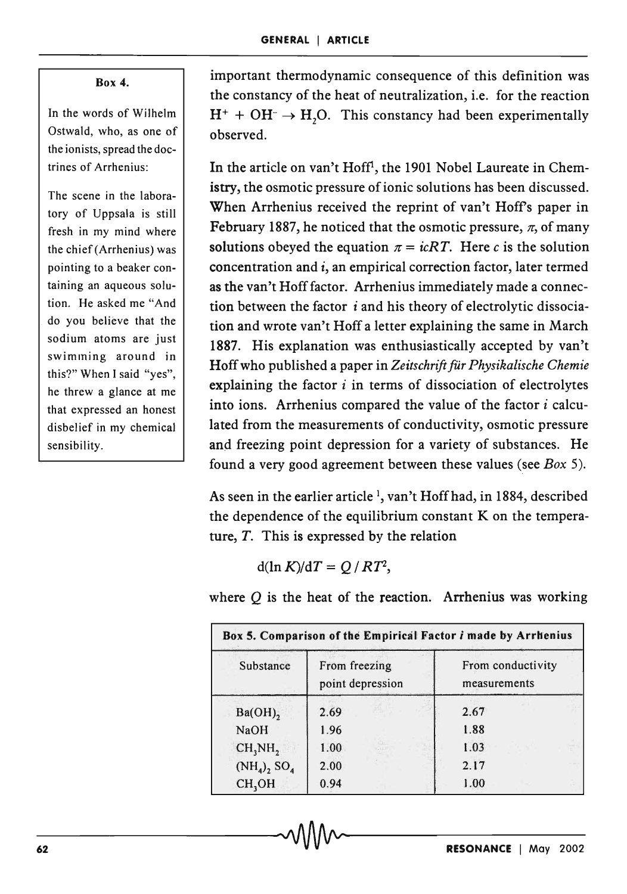important thermodynamic consequence of this definition was the constancy of the heat of neutralization, i.e. for the reaction $H^+ + OH^- \rightarrow H_2O$. This constancy had been experimentally observed.

In the article on van't Hoff[1], the 1901 Nobel Laureate in Chemistry, the osmotic pressure of ionic solutions has been discussed. When Arrhenius received the reprint of van't Hoff's paper in February 1887, he noticed that the osmotic pressure, $\pi$, of many solutions obeyed the equation $\pi = icRT$. Here $c$ is the solution concentration and $i$, an empirical correction factor, later termed as the van't Hoff factor. Arrhenius immediately made a connection between the factor $i$ and his theory of electrolytic dissociation and wrote van't Hoff a letter explaining the same in March 1887. His explanation was enthusiastically accepted by van't Hoff who published a paper in *Zeitschrift für Physikalische Chemie* explaining the factor $i$ in terms of dissociation of electrolytes into ions. Arrhenius compared the value of the factor $i$ calculated from the measurements of conductivity, osmotic pressure and freezing point depression for a variety of substances. He found a very good agreement between these values (see *Box* 5).

As seen in the earlier article [1], van't Hoff had, in 1884, described the dependence of the equilibrium constant K on the temperature, $T$. This is expressed by the relation

$$d(\ln K)/dT = Q / RT^2,$$

where $Q$ is the heat of the reaction. Arrhenius was working

**Box 4.**

In the words of Wilhelm Ostwald, who, as one of the ionists, spread the doctrines of Arrhenius:

The scene in the laboratory of Uppsala is still fresh in my mind where the chief (Arrhenius) was pointing to a beaker containing an aqueous solution. He asked me "And do you believe that the sodium atoms are just swimming around in this?" When I said "yes", he threw a glance at me that expressed an honest disbelief in my chemical sensibility.

**Box 5. Comparison of the Empirical Factor *i* made by Arrhenius**

| Substance | From freezing point depression | From conductivity measurements |
|---|---|---|
| $Ba(OH)_2$ | 2.69 | 2.67 |
| $NaOH$ | 1.96 | 1.88 |
| $CH_3NH_2$ | 1.00 | 1.03 |
| $(NH_4)_2SO_4$ | 2.00 | 2.17 |
| $CH_3OH$ | 0.94 | 1.00 |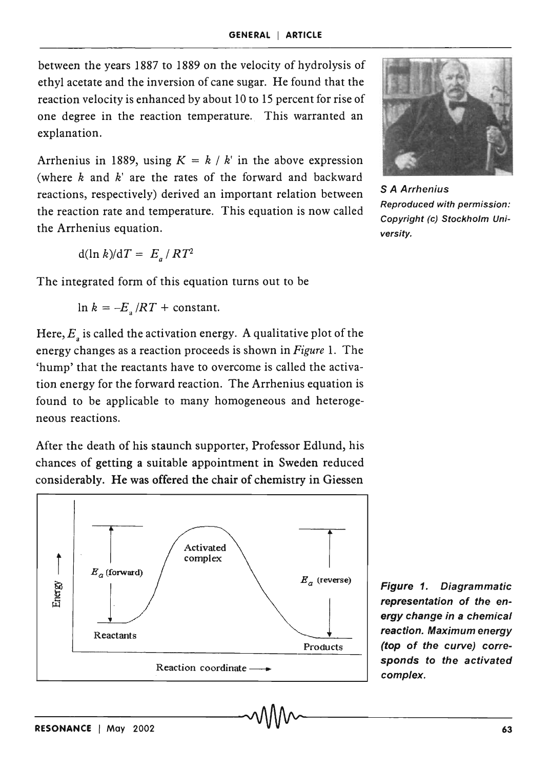between the years 1887 to 1889 on the velocity of hydrolysis of ethyl acetate and the inversion of cane sugar. He found that the reaction velocity is enhanced by about 10 to 15 percent for rise of one degree in the reaction temperature. This warranted an explanation.

Arrhenius in 1889, using $K = k / k'$ in the above expression (where $k$ and $k'$ are the rates of the forward and backward reactions, respectively) derived an important relation between the reaction rate and temperature. This equation is now called the Arrhenius equation.

*S A Arrhenius*
*Reproduced with permission: Copyright (c) Stockholm University.*

$$d(\ln k)/dT = E_a / RT^2$$

The integrated form of this equation turns out to be

$$\ln k = -E_a / RT + \text{constant}.$$

Here, $E_a$ is called the activation energy. A qualitative plot of the energy changes as a reaction proceeds is shown in *Figure* 1. The 'hump' that the reactants have to overcome is called the activation energy for the forward reaction. The Arrhenius equation is found to be applicable to many homogeneous and heterogeneous reactions.

After the death of his staunch supporter, Professor Edlund, his chances of getting a suitable appointment in Sweden reduced considerably. He was offered the chair of chemistry in Giessen

**Figure 1. Diagrammatic representation of the energy change in a chemical reaction. Maximum energy (top of the curve) corresponds to the activated complex.**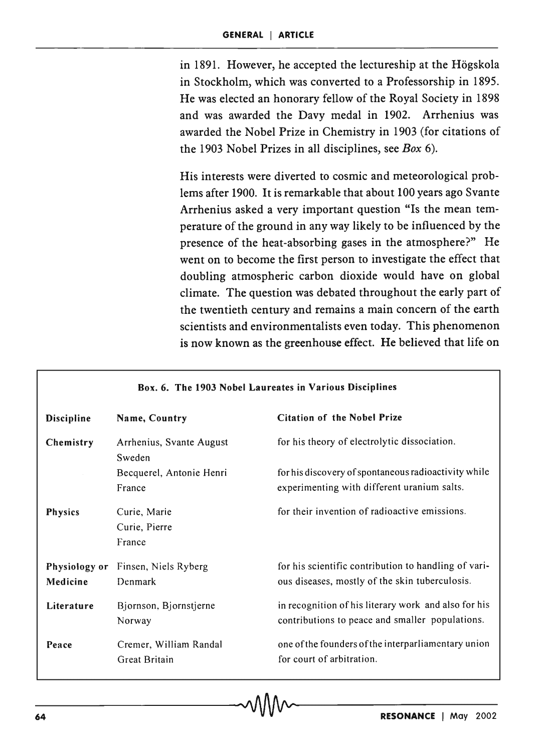in 1891. However, he accepted the lectureship at the Högskola in Stockholm, which was converted to a Professorship in 1895. He was elected an honorary fellow of the Royal Society in 1898 and was awarded the Davy medal in 1902. Arrhenius was awarded the Nobel Prize in Chemistry in 1903 (for citations of the 1903 Nobel Prizes in all disciplines, see *Box* 6).

His interests were diverted to cosmic and meteorological problems after 1900. It is remarkable that about 100 years ago Svante Arrhenius asked a very important question "Is the mean temperature of the ground in any way likely to be influenced by the presence of the heat-absorbing gases in the atmosphere?" He went on to become the first person to investigate the effect that doubling atmospheric carbon dioxide would have on global climate. The question was debated throughout the early part of the twentieth century and remains a main concern of the earth scientists and environmentalists even today. This phenomenon is now known as the greenhouse effect. He believed that life on

**Box. 6. The 1903 Nobel Laureates in Various Disciplines**

| Discipline | Name, Country | Citation of the Nobel Prize |
|---|---|---|
| Chemistry | Arrhenius, Svante August<br>Sweden | for his theory of electrolytic dissociation. |
| | Becquerel, Antonie Henri<br>France | for his discovery of spontaneous radioactivity while experimenting with different uranium salts. |
| Physics | Curie, Marie<br>Curie, Pierre<br>France | for their invention of radioactive emissions. |
| Physiology or Medicine | Finsen, Niels Ryberg<br>Denmark | for his scientific contribution to handling of various diseases, mostly of the skin tuberculosis. |
| Literature | Bjornson, Bjornstjerne<br>Norway | in recognition of his literary work and also for his contributions to peace and smaller populations. |
| Peace | Cremer, William Randal<br>Great Britain | one of the founders of the interparliamentary union for court of arbitration. |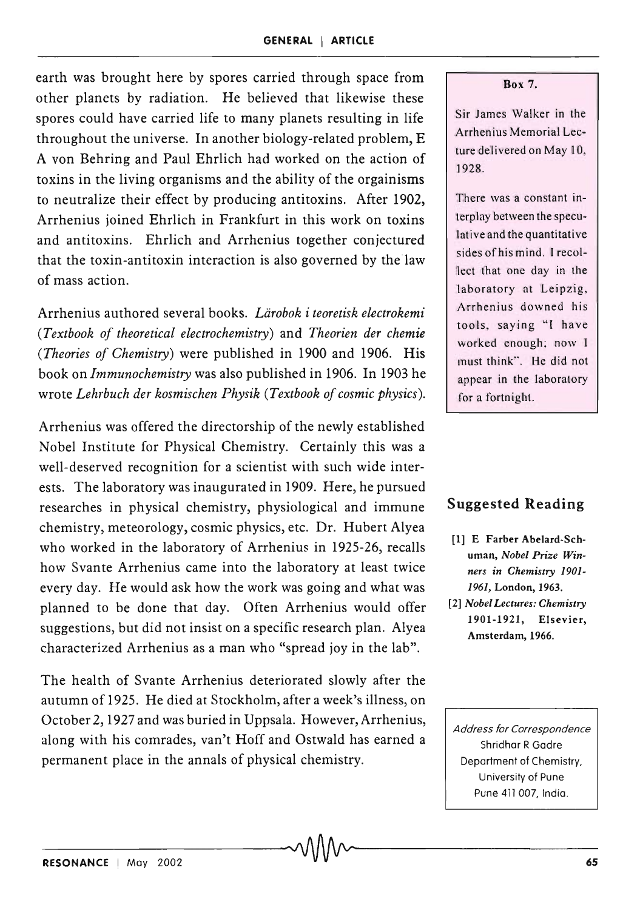earth was brought here by spores carried through space from other planets by radiation. He believed that likewise these spores could have carried life to many planets resulting in life throughout the universe. In another biology-related problem, E A von Behring and Paul Ehrlich had worked on the action of toxins in the living organisms and the ability of the orgainisms to neutralize their effect by producing antitoxins. After 1902, Arrhenius joined Ehrlich in Frankfurt in this work on toxins and antitoxins. Ehrlich and Arrhenius together conjectured that the toxin-antitoxin interaction is also governed by the law of mass action.

Arrhenius authored several books. *Lärobok i teoretisk electrokemi* (*Textbook of theoretical electrochemistry*) and *Theorien der chemie* (*Theories of Chemistry*) were published in 1900 and 1906. His book on *Immunochemistry* was also published in 1906. In 1903 he wrote *Lehrbuch der kosmischen Physik* (*Textbook of cosmic physics*).

Arrhenius was offered the directorship of the newly established Nobel Institute for Physical Chemistry. Certainly this was a well-deserved recognition for a scientist with such wide interests. The laboratory was inaugurated in 1909. Here, he pursued researches in physical chemistry, physiological and immune chemistry, meteorology, cosmic physics, etc. Dr. Hubert Alyea who worked in the laboratory of Arrhenius in 1925-26, recalls how Svante Arrhenius came into the laboratory at least twice every day. He would ask how the work was going and what was planned to be done that day. Often Arrhenius would offer suggestions, but did not insist on a specific research plan. Alyea characterized Arrhenius as a man who "spread joy in the lab".

The health of Svante Arrhenius deteriorated slowly after the autumn of 1925. He died at Stockholm, after a week's illness, on October 2, 1927 and was buried in Uppsala. However, Arrhenius, along with his comrades, van't Hoff and Ostwald has earned a permanent place in the annals of physical chemistry.

**Box 7.**

Sir James Walker in the Arrhenius Memorial Lecture delivered on May 10, 1928.

There was a constant interplay between the speculative and the quantitative sides of his mind. I recollect that one day in the laboratory at Leipzig, Arrhenius downed his tools, saying "I have worked enough; now I must think". He did not appear in the laboratory for a fortnight.

## Suggested Reading

[1] E Farber Abelard-Schuman, *Nobel Prize Winners in Chemistry 1901-1961*, London, 1963.

[2] *Nobel Lectures: Chemistry 1901-1921*, Elsevier, Amsterdam, 1966.

*Address for Correspondence*
Shridhar R Gadre
Department of Chemistry,
University of Pune
Pune 411 007, India.